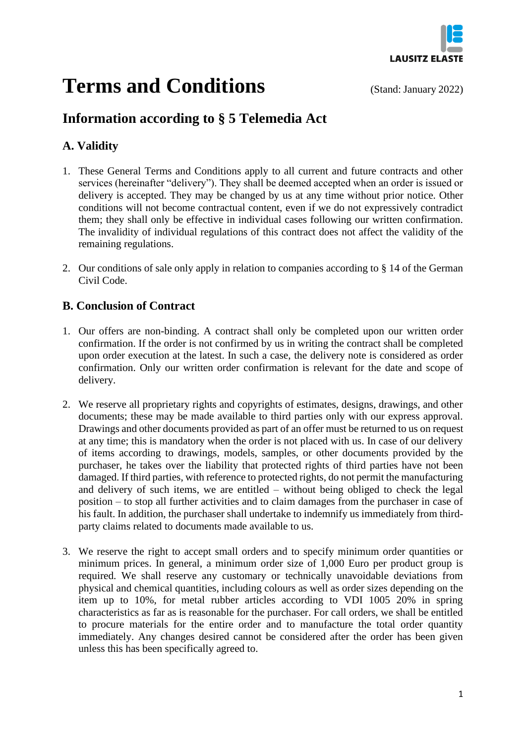LAUSITZ ELASTE

# Terms and Conditions

(Stand: January 2022)

## Information according to § 5 Telemedia Act

### A. Validity

1. These General Terms and Conditions apply to all current and future contracts and other services (hereinafter "delivery"). They shall be deemed accepted when an order is issued or delivery is accepted. They may be changed by us at any time without prior notice. Other conditions will not become contractual content, even if we do not expressively contradict them; they shall only be effective in individual cases following our written confirmation. The invalidity of individual regulations of this contract does not affect the validity of the remaining regulations.

2. Our conditions of sale only apply in relation to companies according to § 14 of the German Civil Code.

### B. Conclusion of Contract

1. Our offers are non-binding. A contract shall only be completed upon our written order confirmation. If the order is not confirmed by us in writing the contract shall be completed upon order execution at the latest. In such a case, the delivery note is considered as order confirmation. Only our written order confirmation is relevant for the date and scope of delivery.

2. We reserve all proprietary rights and copyrights of estimates, designs, drawings, and other documents; these may be made available to third parties only with our express approval. Drawings and other documents provided as part of an offer must be returned to us on request at any time; this is mandatory when the order is not placed with us. In case of our delivery of items according to drawings, models, samples, or other documents provided by the purchaser, he takes over the liability that protected rights of third parties have not been damaged. If third parties, with reference to protected rights, do not permit the manufacturing and delivery of such items, we are entitled – without being obliged to check the legal position – to stop all further activities and to claim damages from the purchaser in case of his fault. In addition, the purchaser shall undertake to indemnify us immediately from third-party claims related to documents made available to us.

3. We reserve the right to accept small orders and to specify minimum order quantities or minimum prices. In general, a minimum order size of 1,000 Euro per product group is required. We shall reserve any customary or technically unavoidable deviations from physical and chemical quantities, including colours as well as order sizes depending on the item up to 10%, for metal rubber articles according to VDI 1005 20% in spring characteristics as far as is reasonable for the purchaser. For call orders, we shall be entitled to procure materials for the entire order and to manufacture the total order quantity immediately. Any changes desired cannot be considered after the order has been given unless this has been specifically agreed to.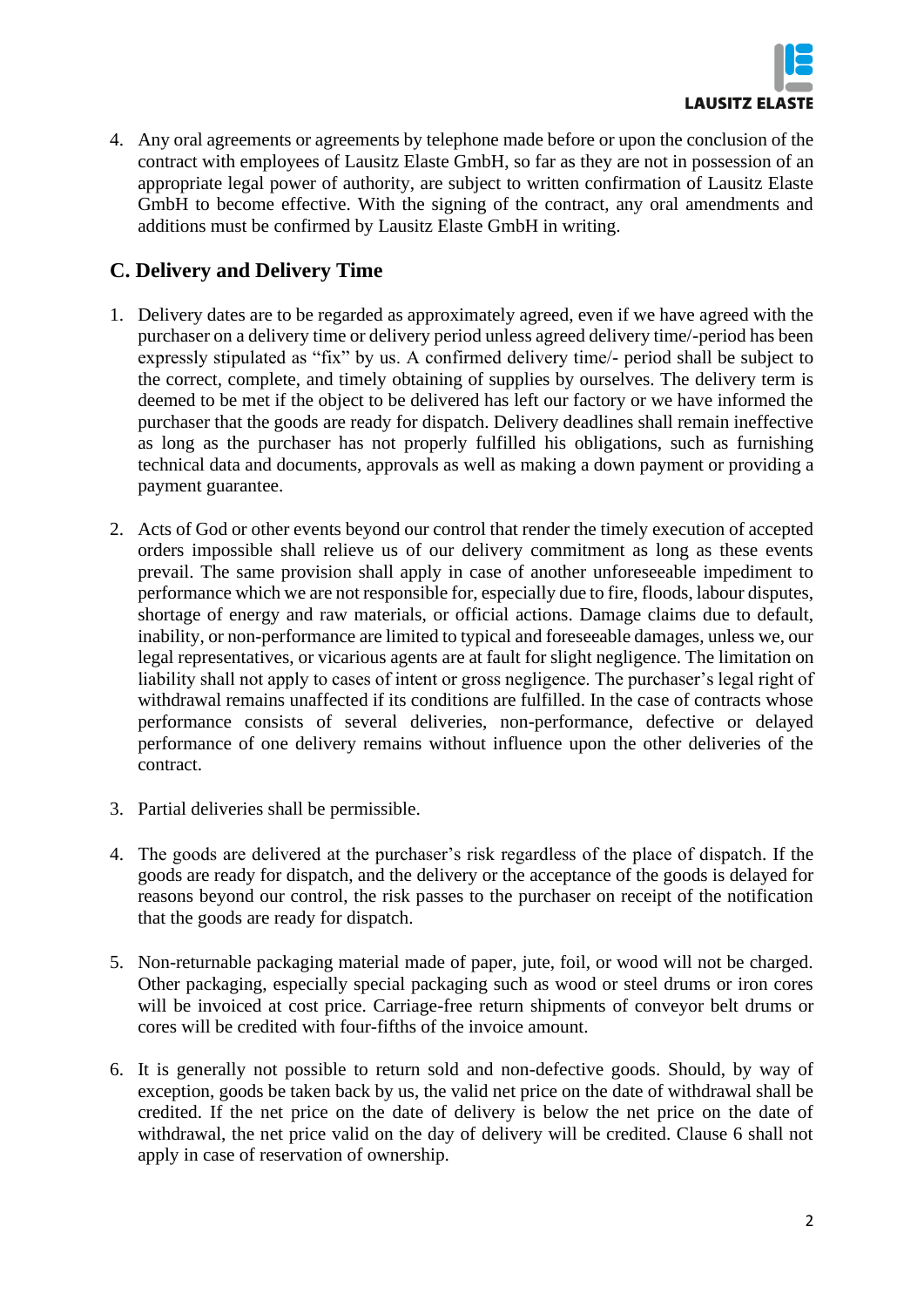4. Any oral agreements or agreements by telephone made before or upon the conclusion of the contract with employees of Lausitz Elaste GmbH, so far as they are not in possession of an appropriate legal power of authority, are subject to written confirmation of Lausitz Elaste GmbH to become effective. With the signing of the contract, any oral amendments and additions must be confirmed by Lausitz Elaste GmbH in writing.

## C. Delivery and Delivery Time

1. Delivery dates are to be regarded as approximately agreed, even if we have agreed with the purchaser on a delivery time or delivery period unless agreed delivery time/-period has been expressly stipulated as “fix” by us. A confirmed delivery time/- period shall be subject to the correct, complete, and timely obtaining of supplies by ourselves. The delivery term is deemed to be met if the object to be delivered has left our factory or we have informed the purchaser that the goods are ready for dispatch. Delivery deadlines shall remain ineffective as long as the purchaser has not properly fulfilled his obligations, such as furnishing technical data and documents, approvals as well as making a down payment or providing a payment guarantee.

2. Acts of God or other events beyond our control that render the timely execution of accepted orders impossible shall relieve us of our delivery commitment as long as these events prevail. The same provision shall apply in case of another unforeseeable impediment to performance which we are not responsible for, especially due to fire, floods, labour disputes, shortage of energy and raw materials, or official actions. Damage claims due to default, inability, or non-performance are limited to typical and foreseeable damages, unless we, our legal representatives, or vicarious agents are at fault for slight negligence. The limitation on liability shall not apply to cases of intent or gross negligence. The purchaser’s legal right of withdrawal remains unaffected if its conditions are fulfilled. In the case of contracts whose performance consists of several deliveries, non-performance, defective or delayed performance of one delivery remains without influence upon the other deliveries of the contract.

3. Partial deliveries shall be permissible.

4. The goods are delivered at the purchaser’s risk regardless of the place of dispatch. If the goods are ready for dispatch, and the delivery or the acceptance of the goods is delayed for reasons beyond our control, the risk passes to the purchaser on receipt of the notification that the goods are ready for dispatch.

5. Non-returnable packaging material made of paper, jute, foil, or wood will not be charged. Other packaging, especially special packaging such as wood or steel drums or iron cores will be invoiced at cost price. Carriage-free return shipments of conveyor belt drums or cores will be credited with four-fifths of the invoice amount.

6. It is generally not possible to return sold and non-defective goods. Should, by way of exception, goods be taken back by us, the valid net price on the date of withdrawal shall be credited. If the net price on the date of delivery is below the net price on the date of withdrawal, the net price valid on the day of delivery will be credited. Clause 6 shall not apply in case of reservation of ownership.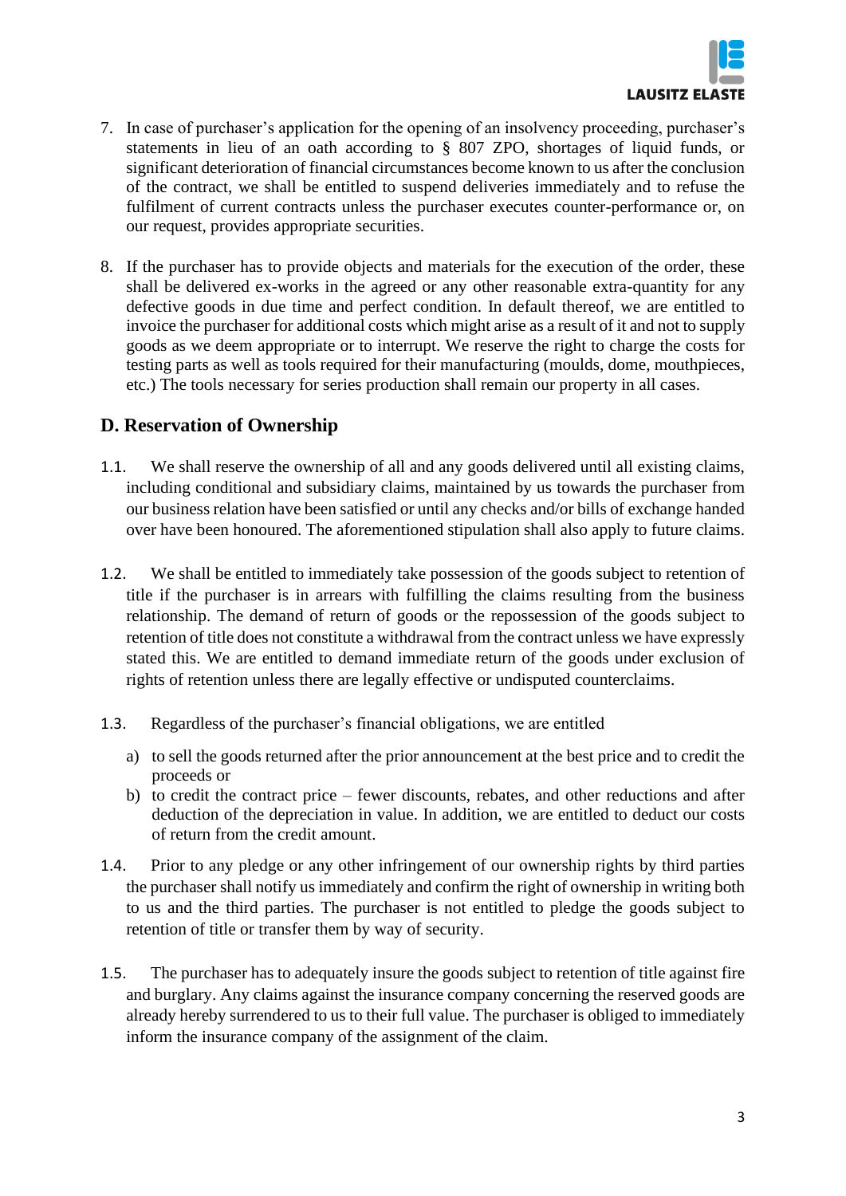7. In case of purchaser's application for the opening of an insolvency proceeding, purchaser's statements in lieu of an oath according to § 807 ZPO, shortages of liquid funds, or significant deterioration of financial circumstances become known to us after the conclusion of the contract, we shall be entitled to suspend deliveries immediately and to refuse the fulfilment of current contracts unless the purchaser executes counter-performance or, on our request, provides appropriate securities.

8. If the purchaser has to provide objects and materials for the execution of the order, these shall be delivered ex-works in the agreed or any other reasonable extra-quantity for any defective goods in due time and perfect condition. In default thereof, we are entitled to invoice the purchaser for additional costs which might arise as a result of it and not to supply goods as we deem appropriate or to interrupt. We reserve the right to charge the costs for testing parts as well as tools required for their manufacturing (moulds, dome, mouthpieces, etc.) The tools necessary for series production shall remain our property in all cases.

## D. Reservation of Ownership

1.1. We shall reserve the ownership of all and any goods delivered until all existing claims, including conditional and subsidiary claims, maintained by us towards the purchaser from our business relation have been satisfied or until any checks and/or bills of exchange handed over have been honoured. The aforementioned stipulation shall also apply to future claims.

1.2. We shall be entitled to immediately take possession of the goods subject to retention of title if the purchaser is in arrears with fulfilling the claims resulting from the business relationship. The demand of return of goods or the repossession of the goods subject to retention of title does not constitute a withdrawal from the contract unless we have expressly stated this. We are entitled to demand immediate return of the goods under exclusion of rights of retention unless there are legally effective or undisputed counterclaims.

1.3. Regardless of the purchaser's financial obligations, we are entitled

a) to sell the goods returned after the prior announcement at the best price and to credit the proceeds or
b) to credit the contract price – fewer discounts, rebates, and other reductions and after deduction of the depreciation in value. In addition, we are entitled to deduct our costs of return from the credit amount.

1.4. Prior to any pledge or any other infringement of our ownership rights by third parties the purchaser shall notify us immediately and confirm the right of ownership in writing both to us and the third parties. The purchaser is not entitled to pledge the goods subject to retention of title or transfer them by way of security.

1.5. The purchaser has to adequately insure the goods subject to retention of title against fire and burglary. Any claims against the insurance company concerning the reserved goods are already hereby surrendered to us to their full value. The purchaser is obliged to immediately inform the insurance company of the assignment of the claim.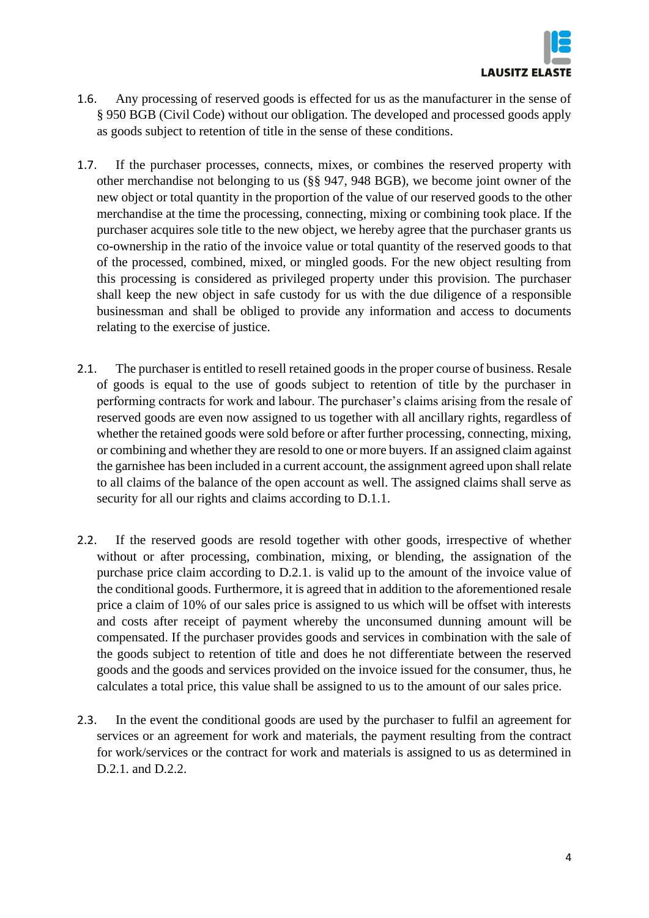1.6. Any processing of reserved goods is effected for us as the manufacturer in the sense of § 950 BGB (Civil Code) without our obligation. The developed and processed goods apply as goods subject to retention of title in the sense of these conditions.

1.7. If the purchaser processes, connects, mixes, or combines the reserved property with other merchandise not belonging to us (§§ 947, 948 BGB), we become joint owner of the new object or total quantity in the proportion of the value of our reserved goods to the other merchandise at the time the processing, connecting, mixing or combining took place. If the purchaser acquires sole title to the new object, we hereby agree that the purchaser grants us co-ownership in the ratio of the invoice value or total quantity of the reserved goods to that of the processed, combined, mixed, or mingled goods. For the new object resulting from this processing is considered as privileged property under this provision. The purchaser shall keep the new object in safe custody for us with the due diligence of a responsible businessman and shall be obliged to provide any information and access to documents relating to the exercise of justice.

2.1. The purchaser is entitled to resell retained goods in the proper course of business. Resale of goods is equal to the use of goods subject to retention of title by the purchaser in performing contracts for work and labour. The purchaser's claims arising from the resale of reserved goods are even now assigned to us together with all ancillary rights, regardless of whether the retained goods were sold before or after further processing, connecting, mixing, or combining and whether they are resold to one or more buyers. If an assigned claim against the garnishee has been included in a current account, the assignment agreed upon shall relate to all claims of the balance of the open account as well. The assigned claims shall serve as security for all our rights and claims according to D.1.1.

2.2. If the reserved goods are resold together with other goods, irrespective of whether without or after processing, combination, mixing, or blending, the assignation of the purchase price claim according to D.2.1. is valid up to the amount of the invoice value of the conditional goods. Furthermore, it is agreed that in addition to the aforementioned resale price a claim of 10% of our sales price is assigned to us which will be offset with interests and costs after receipt of payment whereby the unconsumed dunning amount will be compensated. If the purchaser provides goods and services in combination with the sale of the goods subject to retention of title and does he not differentiate between the reserved goods and the goods and services provided on the invoice issued for the consumer, thus, he calculates a total price, this value shall be assigned to us to the amount of our sales price.

2.3. In the event the conditional goods are used by the purchaser to fulfil an agreement for services or an agreement for work and materials, the payment resulting from the contract for work/services or the contract for work and materials is assigned to us as determined in D.2.1. and D.2.2.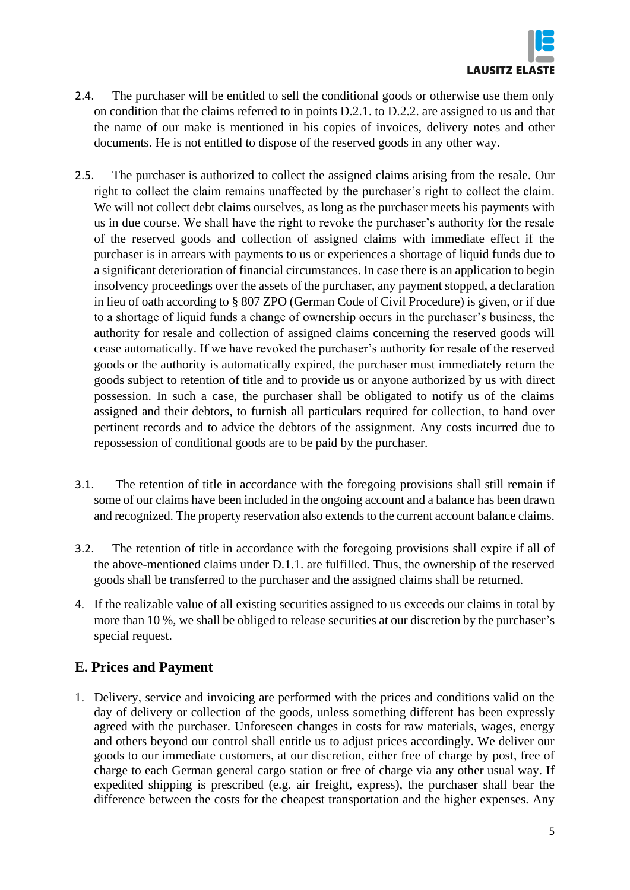2.4. The purchaser will be entitled to sell the conditional goods or otherwise use them only on condition that the claims referred to in points D.2.1. to D.2.2. are assigned to us and that the name of our make is mentioned in his copies of invoices, delivery notes and other documents. He is not entitled to dispose of the reserved goods in any other way.

2.5. The purchaser is authorized to collect the assigned claims arising from the resale. Our right to collect the claim remains unaffected by the purchaser's right to collect the claim. We will not collect debt claims ourselves, as long as the purchaser meets his payments with us in due course. We shall have the right to revoke the purchaser's authority for the resale of the reserved goods and collection of assigned claims with immediate effect if the purchaser is in arrears with payments to us or experiences a shortage of liquid funds due to a significant deterioration of financial circumstances. In case there is an application to begin insolvency proceedings over the assets of the purchaser, any payment stopped, a declaration in lieu of oath according to § 807 ZPO (German Code of Civil Procedure) is given, or if due to a shortage of liquid funds a change of ownership occurs in the purchaser's business, the authority for resale and collection of assigned claims concerning the reserved goods will cease automatically. If we have revoked the purchaser's authority for resale of the reserved goods or the authority is automatically expired, the purchaser must immediately return the goods subject to retention of title and to provide us or anyone authorized by us with direct possession. In such a case, the purchaser shall be obligated to notify us of the claims assigned and their debtors, to furnish all particulars required for collection, to hand over pertinent records and to advice the debtors of the assignment. Any costs incurred due to repossession of conditional goods are to be paid by the purchaser.

3.1. The retention of title in accordance with the foregoing provisions shall still remain if some of our claims have been included in the ongoing account and a balance has been drawn and recognized. The property reservation also extends to the current account balance claims.

3.2. The retention of title in accordance with the foregoing provisions shall expire if all of the above-mentioned claims under D.1.1. are fulfilled. Thus, the ownership of the reserved goods shall be transferred to the purchaser and the assigned claims shall be returned.

4. If the realizable value of all existing securities assigned to us exceeds our claims in total by more than 10 %, we shall be obliged to release securities at our discretion by the purchaser's special request.

## E. Prices and Payment

1. Delivery, service and invoicing are performed with the prices and conditions valid on the day of delivery or collection of the goods, unless something different has been expressly agreed with the purchaser. Unforeseen changes in costs for raw materials, wages, energy and others beyond our control shall entitle us to adjust prices accordingly. We deliver our goods to our immediate customers, at our discretion, either free of charge by post, free of charge to each German general cargo station or free of charge via any other usual way. If expedited shipping is prescribed (e.g. air freight, express), the purchaser shall bear the difference between the costs for the cheapest transportation and the higher expenses. Any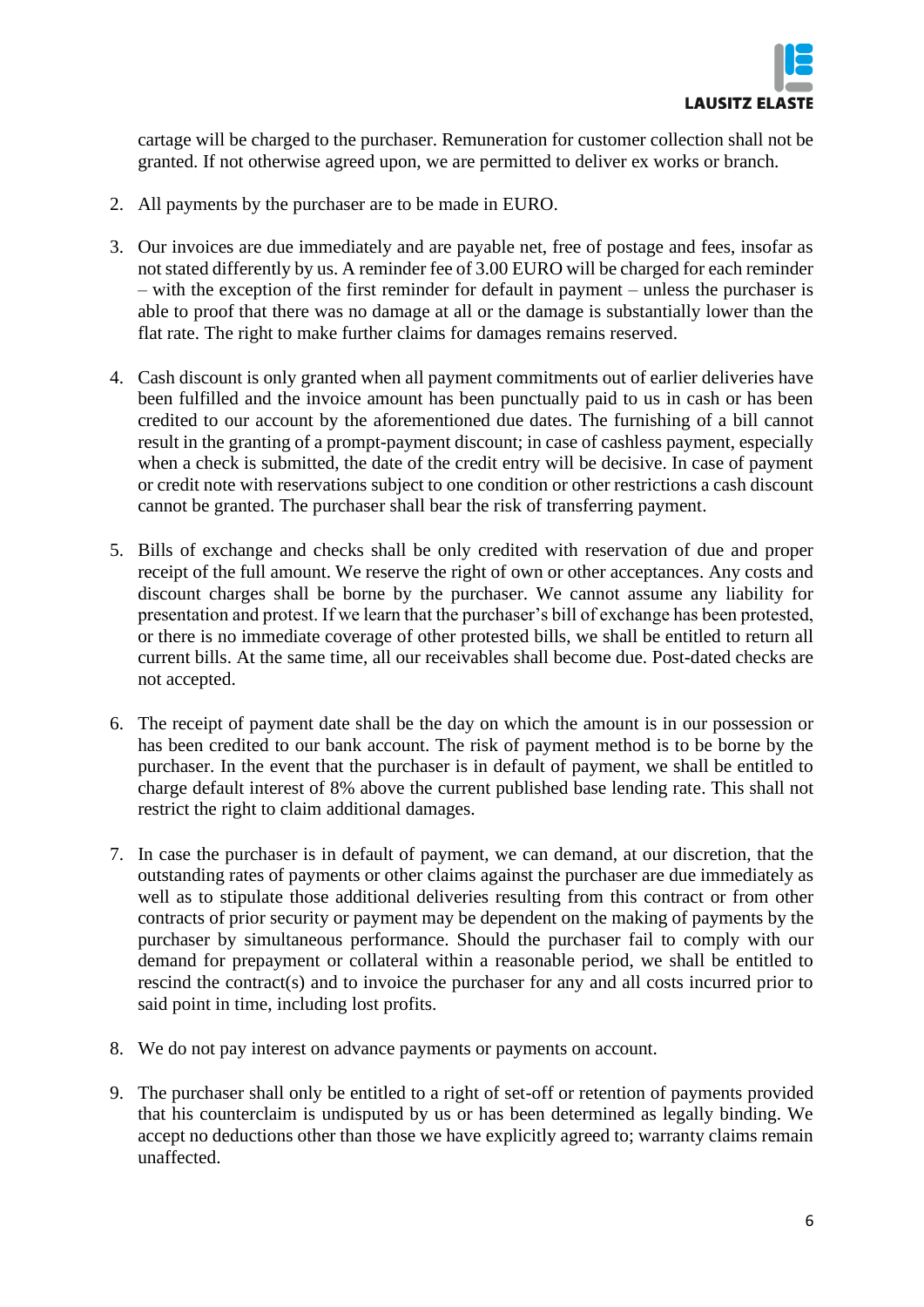cartage will be charged to the purchaser. Remuneration for customer collection shall not be granted. If not otherwise agreed upon, we are permitted to deliver ex works or branch.

2. All payments by the purchaser are to be made in EURO.

3. Our invoices are due immediately and are payable net, free of postage and fees, insofar as not stated differently by us. A reminder fee of 3.00 EURO will be charged for each reminder – with the exception of the first reminder for default in payment – unless the purchaser is able to proof that there was no damage at all or the damage is substantially lower than the flat rate. The right to make further claims for damages remains reserved.

4. Cash discount is only granted when all payment commitments out of earlier deliveries have been fulfilled and the invoice amount has been punctually paid to us in cash or has been credited to our account by the aforementioned due dates. The furnishing of a bill cannot result in the granting of a prompt-payment discount; in case of cashless payment, especially when a check is submitted, the date of the credit entry will be decisive. In case of payment or credit note with reservations subject to one condition or other restrictions a cash discount cannot be granted. The purchaser shall bear the risk of transferring payment.

5. Bills of exchange and checks shall be only credited with reservation of due and proper receipt of the full amount. We reserve the right of own or other acceptances. Any costs and discount charges shall be borne by the purchaser. We cannot assume any liability for presentation and protest. If we learn that the purchaser's bill of exchange has been protested, or there is no immediate coverage of other protested bills, we shall be entitled to return all current bills. At the same time, all our receivables shall become due. Post-dated checks are not accepted.

6. The receipt of payment date shall be the day on which the amount is in our possession or has been credited to our bank account. The risk of payment method is to be borne by the purchaser. In the event that the purchaser is in default of payment, we shall be entitled to charge default interest of 8% above the current published base lending rate. This shall not restrict the right to claim additional damages.

7. In case the purchaser is in default of payment, we can demand, at our discretion, that the outstanding rates of payments or other claims against the purchaser are due immediately as well as to stipulate those additional deliveries resulting from this contract or from other contracts of prior security or payment may be dependent on the making of payments by the purchaser by simultaneous performance. Should the purchaser fail to comply with our demand for prepayment or collateral within a reasonable period, we shall be entitled to rescind the contract(s) and to invoice the purchaser for any and all costs incurred prior to said point in time, including lost profits.

8. We do not pay interest on advance payments or payments on account.

9. The purchaser shall only be entitled to a right of set-off or retention of payments provided that his counterclaim is undisputed by us or has been determined as legally binding. We accept no deductions other than those we have explicitly agreed to; warranty claims remain unaffected.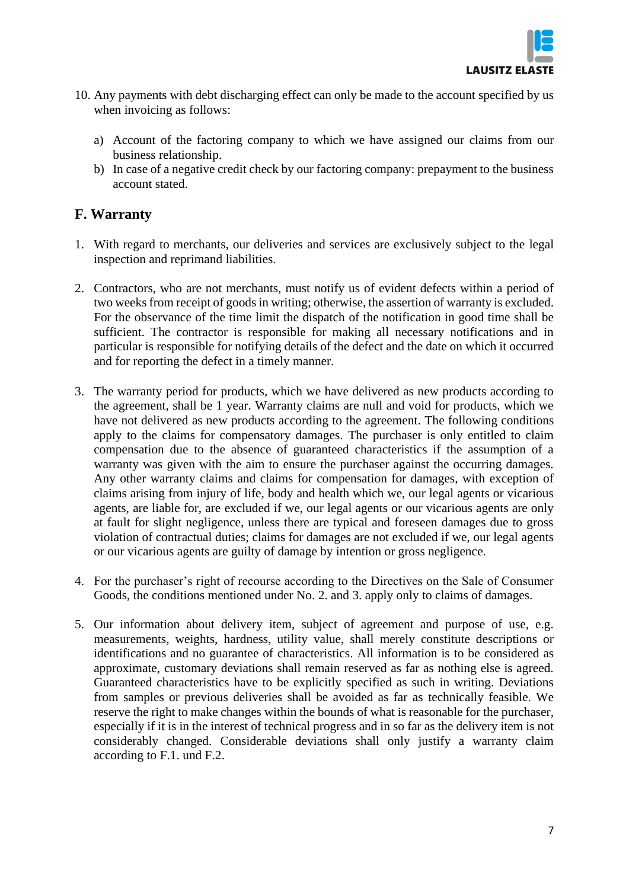10. Any payments with debt discharging effect can only be made to the account specified by us when invoicing as follows:

    a) Account of the factoring company to which we have assigned our claims from our business relationship.
    b) In case of a negative credit check by our factoring company: prepayment to the business account stated.

## F. Warranty

1. With regard to merchants, our deliveries and services are exclusively subject to the legal inspection and reprimand liabilities.

2. Contractors, who are not merchants, must notify us of evident defects within a period of two weeks from receipt of goods in writing; otherwise, the assertion of warranty is excluded. For the observance of the time limit the dispatch of the notification in good time shall be sufficient. The contractor is responsible for making all necessary notifications and in particular is responsible for notifying details of the defect and the date on which it occurred and for reporting the defect in a timely manner.

3. The warranty period for products, which we have delivered as new products according to the agreement, shall be 1 year. Warranty claims are null and void for products, which we have not delivered as new products according to the agreement. The following conditions apply to the claims for compensatory damages. The purchaser is only entitled to claim compensation due to the absence of guaranteed characteristics if the assumption of a warranty was given with the aim to ensure the purchaser against the occurring damages. Any other warranty claims and claims for compensation for damages, with exception of claims arising from injury of life, body and health which we, our legal agents or vicarious agents, are liable for, are excluded if we, our legal agents or our vicarious agents are only at fault for slight negligence, unless there are typical and foreseen damages due to gross violation of contractual duties; claims for damages are not excluded if we, our legal agents or our vicarious agents are guilty of damage by intention or gross negligence.

4. For the purchaser's right of recourse according to the Directives on the Sale of Consumer Goods, the conditions mentioned under No. 2. and 3. apply only to claims of damages.

5. Our information about delivery item, subject of agreement and purpose of use, e.g. measurements, weights, hardness, utility value, shall merely constitute descriptions or identifications and no guarantee of characteristics. All information is to be considered as approximate, customary deviations shall remain reserved as far as nothing else is agreed. Guaranteed characteristics have to be explicitly specified as such in writing. Deviations from samples or previous deliveries shall be avoided as far as technically feasible. We reserve the right to make changes within the bounds of what is reasonable for the purchaser, especially if it is in the interest of technical progress and in so far as the delivery item is not considerably changed. Considerable deviations shall only justify a warranty claim according to F.1. und F.2.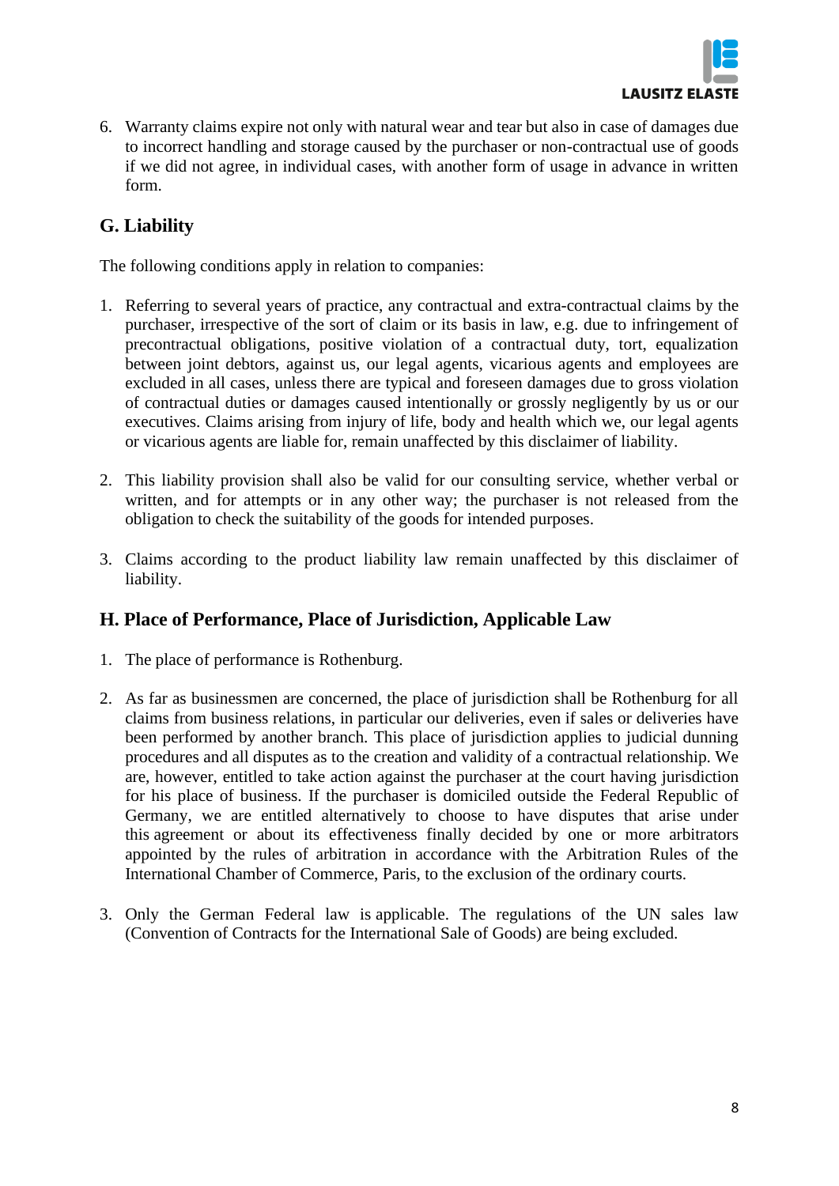6. Warranty claims expire not only with natural wear and tear but also in case of damages due to incorrect handling and storage caused by the purchaser or non-contractual use of goods if we did not agree, in individual cases, with another form of usage in advance in written form.

## G. Liability

The following conditions apply in relation to companies:

1. Referring to several years of practice, any contractual and extra-contractual claims by the purchaser, irrespective of the sort of claim or its basis in law, e.g. due to infringement of precontractual obligations, positive violation of a contractual duty, tort, equalization between joint debtors, against us, our legal agents, vicarious agents and employees are excluded in all cases, unless there are typical and foreseen damages due to gross violation of contractual duties or damages caused intentionally or grossly negligently by us or our executives. Claims arising from injury of life, body and health which we, our legal agents or vicarious agents are liable for, remain unaffected by this disclaimer of liability.

2. This liability provision shall also be valid for our consulting service, whether verbal or written, and for attempts or in any other way; the purchaser is not released from the obligation to check the suitability of the goods for intended purposes.

3. Claims according to the product liability law remain unaffected by this disclaimer of liability.

## H. Place of Performance, Place of Jurisdiction, Applicable Law

1. The place of performance is Rothenburg.

2. As far as businessmen are concerned, the place of jurisdiction shall be Rothenburg for all claims from business relations, in particular our deliveries, even if sales or deliveries have been performed by another branch. This place of jurisdiction applies to judicial dunning procedures and all disputes as to the creation and validity of a contractual relationship. We are, however, entitled to take action against the purchaser at the court having jurisdiction for his place of business. If the purchaser is domiciled outside the Federal Republic of Germany, we are entitled alternatively to choose to have disputes that arise under this agreement or about its effectiveness finally decided by one or more arbitrators appointed by the rules of arbitration in accordance with the Arbitration Rules of the International Chamber of Commerce, Paris, to the exclusion of the ordinary courts.

3. Only the German Federal law is applicable. The regulations of the UN sales law (Convention of Contracts for the International Sale of Goods) are being excluded.